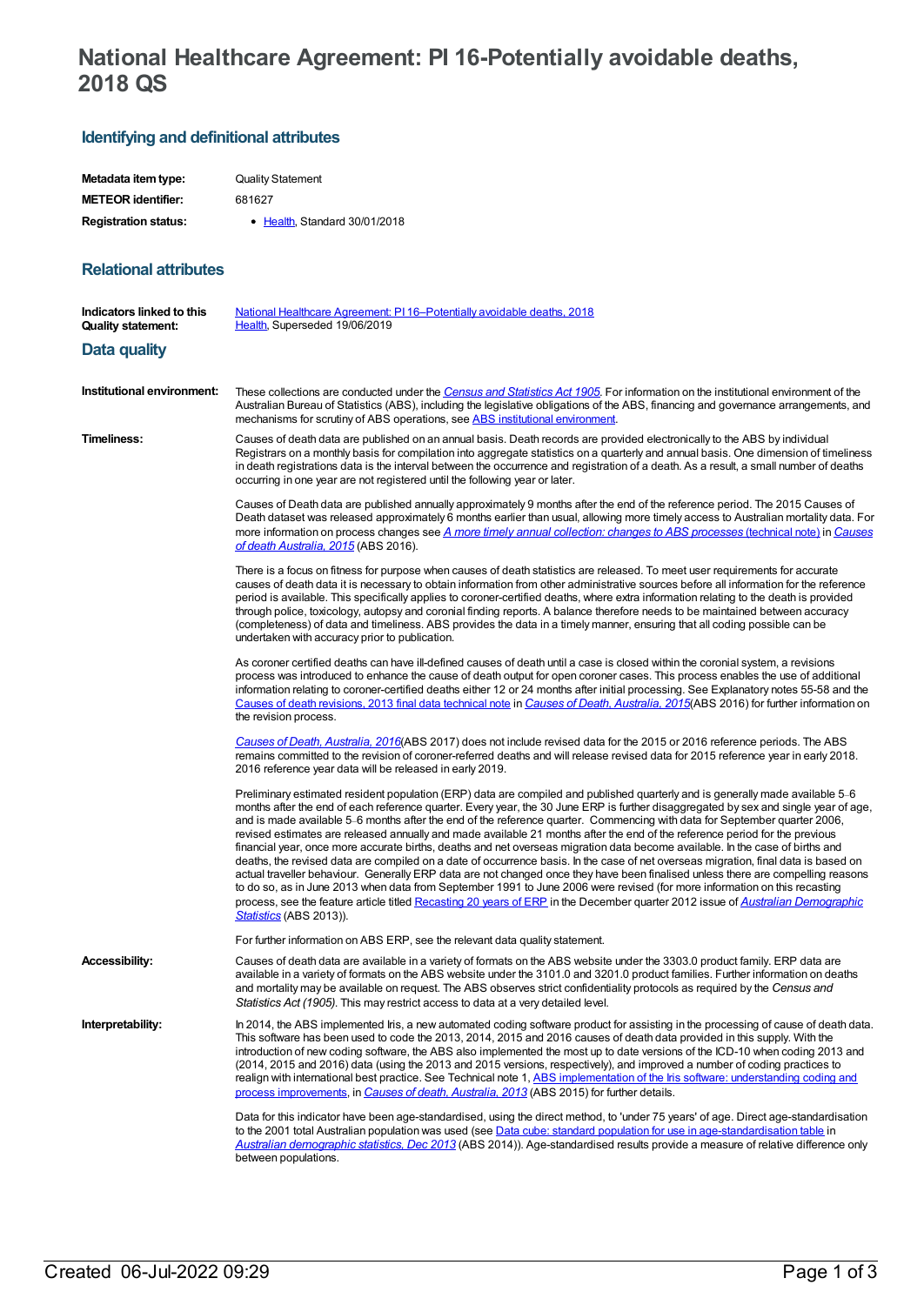# National Healthcare Agreement: PI 16-Potentially avoidable deaths, 2018 QS

## Identifying and definitional attributes

| | |
|---|---|
| **Metadata item type:** | Quality Statement |
| **METEOR identifier:** | 681627 |
| **Registration status:** | • Health, Standard 30/01/2018 |

## Relational attributes

| | |
|---|---|
| **Indicators linked to this Quality statement:** | National Healthcare Agreement: PI 16–Potentially avoidable deaths, 2018<br>Health, Superseded 19/06/2019 |

## Data quality

**Institutional environment:**

These collections are conducted under the *Census and Statistics Act 1905*. For information on the institutional environment of the Australian Bureau of Statistics (ABS), including the legislative obligations of the ABS, financing and governance arrangements, and mechanisms for scrutiny of ABS operations, see ABS institutional environment.

**Timeliness:**

Causes of death data are published on an annual basis. Death records are provided electronically to the ABS by individual Registrars on a monthly basis for compilation into aggregate statistics on a quarterly and annual basis. One dimension of timeliness in death registrations data is the interval between the occurrence and registration of a death. As a result, a small number of deaths occurring in one year are not registered until the following year or later.

Causes of Death data are published annually approximately 9 months after the end of the reference period. The 2015 Causes of Death dataset was released approximately 6 months earlier than usual, allowing more timely access to Australian mortality data. For more information on process changes see *A more timely annual collection: changes to ABS processes* (technical note) in *Causes of death Australia, 2015* (ABS 2016).

There is a focus on fitness for purpose when causes of death statistics are released. To meet user requirements for accurate causes of death data it is necessary to obtain information from other administrative sources before all information for the reference period is available. This specifically applies to coroner-certified deaths, where extra information relating to the death is provided through police, toxicology, autopsy and coronial finding reports. A balance therefore needs to be maintained between accuracy (completeness) of data and timeliness. ABS provides the data in a timely manner, ensuring that all coding possible can be undertaken with accuracy prior to publication.

As coroner certified deaths can have ill-defined causes of death until a case is closed within the coronial system, a revisions process was introduced to enhance the cause of death output for open coroner cases. This process enables the use of additional information relating to coroner-certified deaths either 12 or 24 months after initial processing. See Explanatory notes 55-58 and the Causes of death revisions, 2013 final data technical note in *Causes of Death, Australia, 2015*(ABS 2016) for further information on the revision process.

*Causes of Death, Australia, 2016*(ABS 2017) does not include revised data for the 2015 or 2016 reference periods. The ABS remains committed to the revision of coroner-referred deaths and will release revised data for 2015 reference year in early 2018. 2016 reference year data will be released in early 2019.

Preliminary estimated resident population (ERP) data are compiled and published quarterly and is generally made available 5–6 months after the end of each reference quarter. Every year, the 30 June ERP is further disaggregated by sex and single year of age, and is made available 5–6 months after the end of the reference quarter. Commencing with data for September quarter 2006, revised estimates are released annually and made available 21 months after the end of the reference period for the previous financial year, once more accurate births, deaths and net overseas migration data become available. In the case of births and deaths, the revised data are compiled on a date of occurrence basis. In the case of net overseas migration, final data is based on actual traveller behaviour. Generally ERP data are not changed once they have been finalised unless there are compelling reasons to do so, as in June 2013 when data from September 1991 to June 2006 were revised (for more information on this recasting process, see the feature article titled Recasting 20 years of ERP in the December quarter 2012 issue of *Australian Demographic Statistics* (ABS 2013)).

For further information on ABS ERP, see the relevant data quality statement.

**Accessibility:**

Causes of death data are available in a variety of formats on the ABS website under the 3303.0 product family. ERP data are available in a variety of formats on the ABS website under the 3101.0 and 3201.0 product families. Further information on deaths and mortality may be available on request. The ABS observes strict confidentiality protocols as required by the *Census and Statistics Act (1905)*. This may restrict access to data at a very detailed level.

**Interpretability:**

In 2014, the ABS implemented Iris, a new automated coding software product for assisting in the processing of cause of death data. This software has been used to code the 2013, 2014, 2015 and 2016 causes of death data provided in this supply. With the introduction of new coding software, the ABS also implemented the most up to date versions of the ICD-10 when coding 2013 and (2014, 2015 and 2016) data (using the 2013 and 2015 versions, respectively), and improved a number of coding practices to realign with international best practice. See Technical note 1, ABS implementation of the Iris software: understanding coding and process improvements, in *Causes of death, Australia, 2013* (ABS 2015) for further details.

Data for this indicator have been age-standardised, using the direct method, to 'under 75 years' of age. Direct age-standardisation to the 2001 total Australian population was used (see Data cube: standard population for use in age-standardisation table in *Australian demographic statistics, Dec 2013* (ABS 2014)). Age-standardised results provide a measure of relative difference only between populations.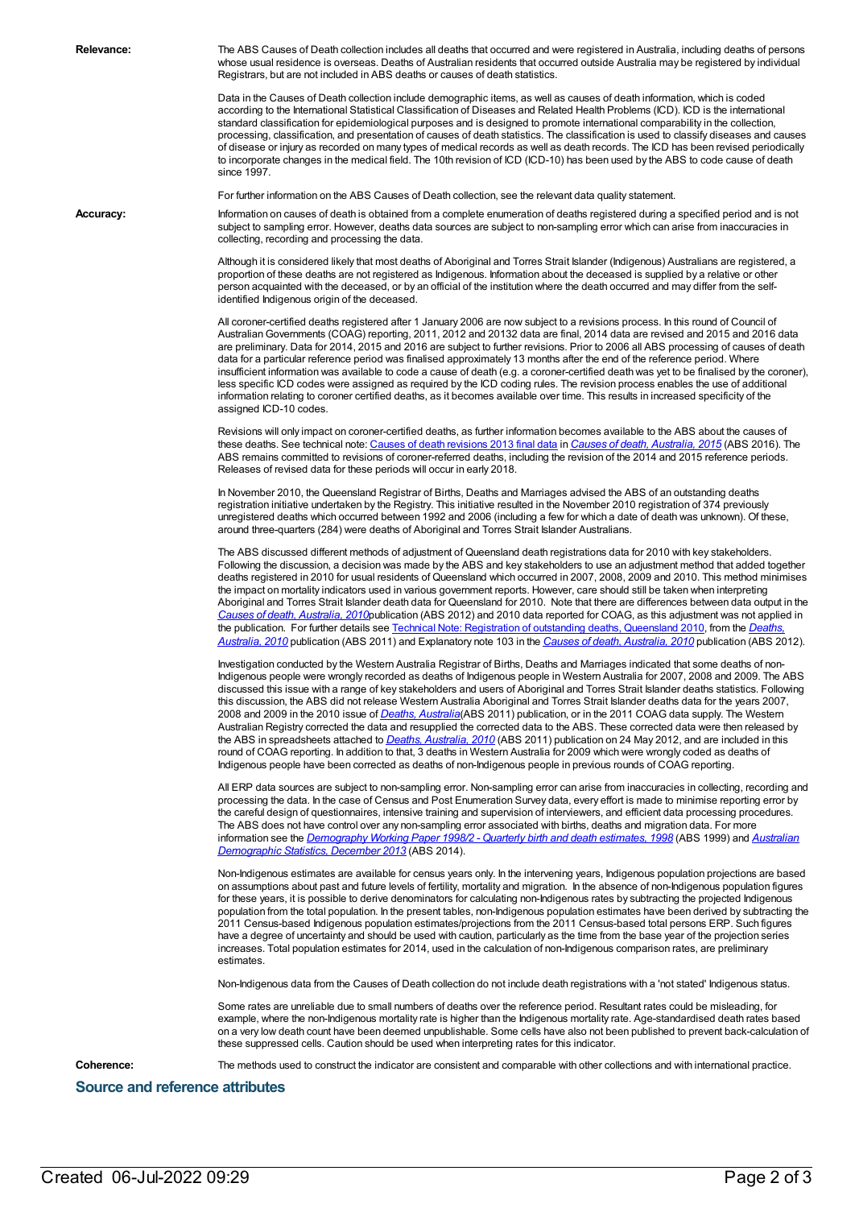**Relevance:**

The ABS Causes of Death collection includes all deaths that occurred and were registered in Australia, including deaths of persons whose usual residence is overseas. Deaths of Australian residents that occurred outside Australia may be registered by individual Registrars, but are not included in ABS deaths or causes of death statistics.

Data in the Causes of Death collection include demographic items, as well as causes of death information, which is coded according to the International Statistical Classification of Diseases and Related Health Problems (ICD). ICD is the international standard classification for epidemiological purposes and is designed to promote international comparability in the collection, processing, classification, and presentation of causes of death statistics. The classification is used to classify diseases and causes of disease or injury as recorded on many types of medical records as well as death records. The ICD has been revised periodically to incorporate changes in the medical field. The 10th revision of ICD (ICD-10) has been used by the ABS to code cause of death since 1997.

For further information on the ABS Causes of Death collection, see the relevant data quality statement.

**Accuracy:**

Information on causes of death is obtained from a complete enumeration of deaths registered during a specified period and is not subject to sampling error. However, deaths data sources are subject to non-sampling error which can arise from inaccuracies in collecting, recording and processing the data.

Although it is considered likely that most deaths of Aboriginal and Torres Strait Islander (Indigenous) Australians are registered, a proportion of these deaths are not registered as Indigenous. Information about the deceased is supplied by a relative or other person acquainted with the deceased, or by an official of the institution where the death occurred and may differ from the self-identified Indigenous origin of the deceased.

All coroner-certified deaths registered after 1 January 2006 are now subject to a revisions process. In this round of Council of Australian Governments (COAG) reporting, 2011, 2012 and 20132 data are final, 2014 data are revised and 2015 and 2016 data are preliminary. Data for 2014, 2015 and 2016 are subject to further revisions. Prior to 2006 all ABS processing of causes of death data for a particular reference period was finalised approximately 13 months after the end of the reference period. Where insufficient information was available to code a cause of death (e.g. a coroner-certified death was yet to be finalised by the coroner), less specific ICD codes were assigned as required by the ICD coding rules. The revision process enables the use of additional information relating to coroner certified deaths, as it becomes available over time. This results in increased specificity of the assigned ICD-10 codes.

Revisions will only impact on coroner-certified deaths, as further information becomes available to the ABS about the causes of these deaths. See technical note: Causes of death revisions 2013 final data in *Causes of death, Australia, 2015* (ABS 2016). The ABS remains committed to revisions of coroner-referred deaths, including the revision of the 2014 and 2015 reference periods. Releases of revised data for these periods will occur in early 2018.

In November 2010, the Queensland Registrar of Births, Deaths and Marriages advised the ABS of an outstanding deaths registration initiative undertaken by the Registry. This initiative resulted in the November 2010 registration of 374 previously unregistered deaths which occurred between 1992 and 2006 (including a few for which a date of death was unknown). Of these, around three-quarters (284) were deaths of Aboriginal and Torres Strait Islander Australians.

The ABS discussed different methods of adjustment of Queensland death registrations data for 2010 with key stakeholders. Following the discussion, a decision was made by the ABS and key stakeholders to use an adjustment method that added together deaths registered in 2010 for usual residents of Queensland which occurred in 2007, 2008, 2009 and 2010. This method minimises the impact on mortality indicators used in various government reports. However, care should still be taken when interpreting Aboriginal and Torres Strait Islander death data for Queensland for 2010. Note that there are differences between data output in the *Causes of death, Australia, 2010*publication (ABS 2012) and 2010 data reported for COAG, as this adjustment was not applied in the publication. For further details see Technical Note: Registration of outstanding deaths, Queensland 2010, from the *Deaths, Australia, 2010* publication (ABS 2011) and Explanatory note 103 in the *Causes of death, Australia, 2010* publication (ABS 2012).

Investigation conducted by the Western Australia Registrar of Births, Deaths and Marriages indicated that some deaths of non-Indigenous people were wrongly recorded as deaths of Indigenous people in Western Australia for 2007, 2008 and 2009. The ABS discussed this issue with a range of key stakeholders and users of Aboriginal and Torres Strait Islander deaths statistics. Following this discussion, the ABS did not release Western Australia Aboriginal and Torres Strait Islander deaths data for the years 2007, 2008 and 2009 in the 2010 issue of *Deaths, Australia*(ABS 2011) publication, or in the 2011 COAG data supply. The Western Australian Registry corrected the data and resupplied the corrected data to the ABS. These corrected data were then released by the ABS in spreadsheets attached to *Deaths, Australia, 2010* (ABS 2011) publication on 24 May 2012, and are included in this round of COAG reporting. In addition to that, 3 deaths in Western Australia for 2009 which were wrongly coded as deaths of Indigenous people have been corrected as deaths of non-Indigenous people in previous rounds of COAG reporting.

All ERP data sources are subject to non-sampling error. Non-sampling error can arise from inaccuracies in collecting, recording and processing the data. In the case of Census and Post Enumeration Survey data, every effort is made to minimise reporting error by the careful design of questionnaires, intensive training and supervision of interviewers, and efficient data processing procedures. The ABS does not have control over any non-sampling error associated with births, deaths and migration data. For more information see the *Demography Working Paper 1998/2 - Quarterly birth and death estimates, 1998* (ABS 1999) and *Australian Demographic Statistics, December 2013* (ABS 2014).

Non-Indigenous estimates are available for census years only. In the intervening years, Indigenous population projections are based on assumptions about past and future levels of fertility, mortality and migration. In the absence of non-Indigenous population figures for these years, it is possible to derive denominators for calculating non-Indigenous rates by subtracting the projected Indigenous population from the total population. In the present tables, non-Indigenous population estimates have been derived by subtracting the 2011 Census-based Indigenous population estimates/projections from the 2011 Census-based total persons ERP. Such figures have a degree of uncertainty and should be used with caution, particularly as the time from the base year of the projection series increases. Total population estimates for 2014, used in the calculation of non-Indigenous comparison rates, are preliminary estimates.

Non-Indigenous data from the Causes of Death collection do not include death registrations with a 'not stated' Indigenous status.

Some rates are unreliable due to small numbers of deaths over the reference period. Resultant rates could be misleading, for example, where the non-Indigenous mortality rate is higher than the Indigenous mortality rate. Age-standardised death rates based on a very low death count have been deemed unpublishable. Some cells have also not been published to prevent back-calculation of these suppressed cells. Caution should be used when interpreting rates for this indicator.

**Coherence:**

The methods used to construct the indicator are consistent and comparable with other collections and with international practice.

## Source and reference attributes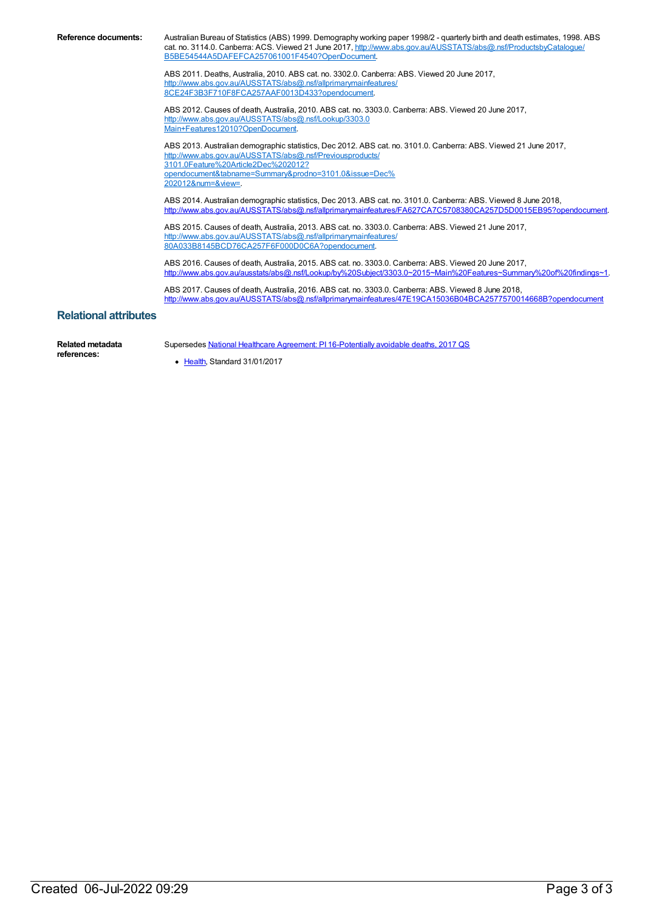**Reference documents:**

Australian Bureau of Statistics (ABS) 1999. Demography working paper 1998/2 - quarterly birth and death estimates, 1998. ABS cat. no. 3114.0. Canberra: ACS. Viewed 21 June 2017, http://www.abs.gov.au/AUSSTATS/abs@.nsf/ProductsbyCatalogue/B5BE54544A5DAFEFCA257061001F4540?OpenDocument.

ABS 2011. Deaths, Australia, 2010. ABS cat. no. 3302.0. Canberra: ABS. Viewed 20 June 2017, http://www.abs.gov.au/AUSSTATS/abs@.nsf/allprimarymainfeatures/8CE24F3B3F710F8FCA257AAF0013D433?opendocument.

ABS 2012. Causes of death, Australia, 2010. ABS cat. no. 3303.0. Canberra: ABS. Viewed 20 June 2017, http://www.abs.gov.au/AUSSTATS/abs@.nsf/Lookup/3303.0Main+Features12010?OpenDocument.

ABS 2013. Australian demographic statistics, Dec 2012. ABS cat. no. 3101.0. Canberra: ABS. Viewed 21 June 2017, http://www.abs.gov.au/AUSSTATS/abs@.nsf/Previousproducts/3101.0Feature%20Article2Dec%202012?opendocument&tabname=Summary&prodno=3101.0&issue=Dec%202012&num=&view=.

ABS 2014. Australian demographic statistics, Dec 2013. ABS cat. no. 3101.0. Canberra: ABS. Viewed 8 June 2018, http://www.abs.gov.au/AUSSTATS/abs@.nsf/allprimarymainfeatures/FA627CA7C5708380CA257D5D0015EB95?opendocument.

ABS 2015. Causes of death, Australia, 2013. ABS cat. no. 3303.0. Canberra: ABS. Viewed 21 June 2017, http://www.abs.gov.au/AUSSTATS/abs@.nsf/allprimarymainfeatures/80A033B8145BCD76CA257F6F000D0C6A?opendocument.

ABS 2016. Causes of death, Australia, 2015. ABS cat. no. 3303.0. Canberra: ABS. Viewed 20 June 2017, http://www.abs.gov.au/ausstats/abs@.nsf/Lookup/by%20Subject/3303.0~2015~Main%20Features~Summary%20of%20findings~1.

ABS 2017. Causes of death, Australia, 2016. ABS cat. no. 3303.0. Canberra: ABS. Viewed 8 June 2018, http://www.abs.gov.au/AUSSTATS/abs@.nsf/allprimarymainfeatures/47E19CA15036B04BCA2577570014668B?opendocument

## Relational attributes

**Related metadata references:**

Supersedes National Healthcare Agreement: PI 16-Potentially avoidable deaths, 2017 QS

- Health, Standard 31/01/2017